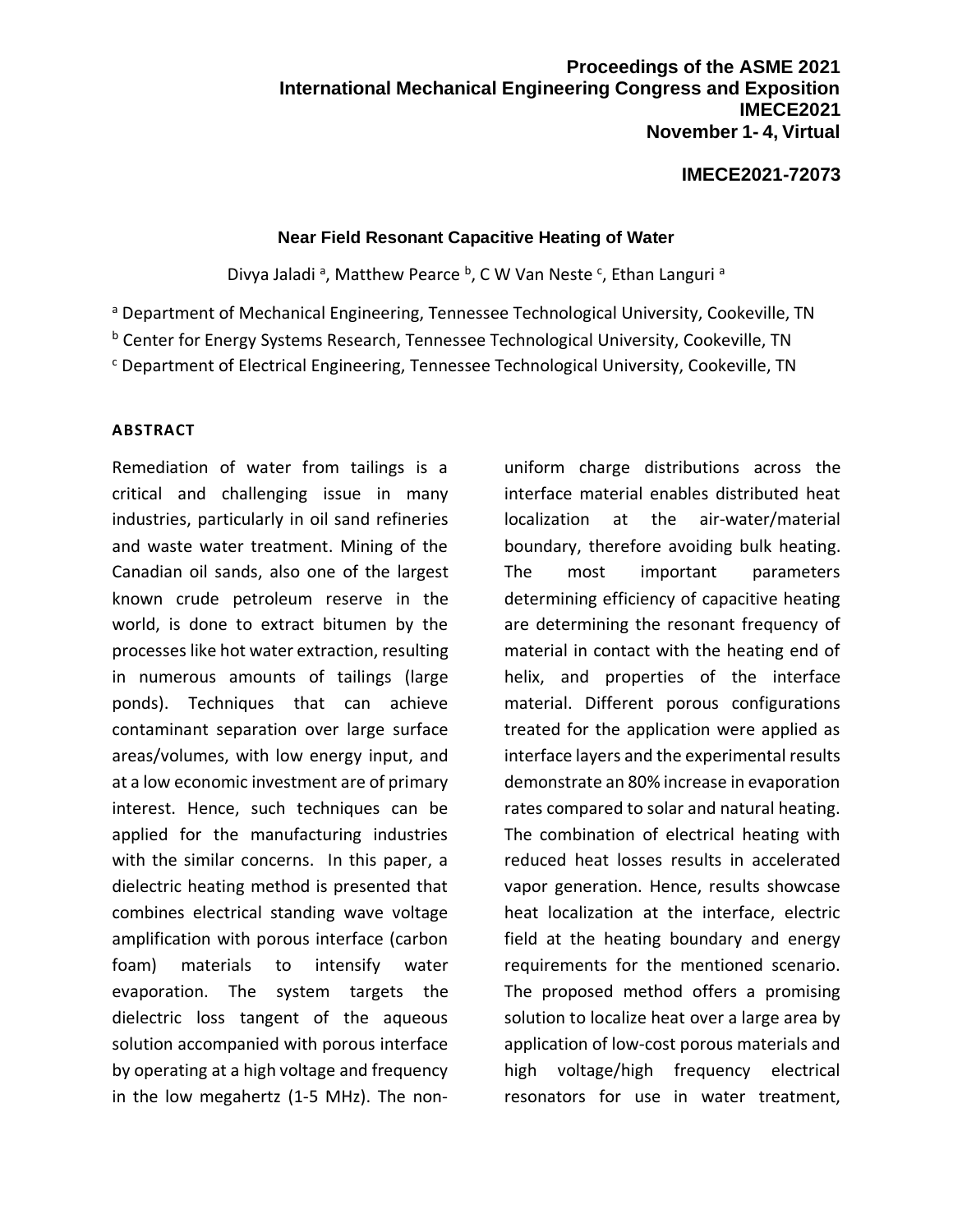**Proceedings of the ASME 2021**
**International Mechanical Engineering Congress and Exposition**
**IMECE2021**
**November 1- 4, Virtual**

**IMECE2021-72073**

# Near Field Resonant Capacitive Heating of Water

Divya Jaladi [a], Matthew Pearce [b], C W Van Neste [c], Ethan Languri [a]

[a] Department of Mechanical Engineering, Tennessee Technological University, Cookeville, TN

[b] Center for Energy Systems Research, Tennessee Technological University, Cookeville, TN

[c] Department of Electrical Engineering, Tennessee Technological University, Cookeville, TN

## ABSTRACT

Remediation of water from tailings is a critical and challenging issue in many industries, particularly in oil sand refineries and waste water treatment. Mining of the Canadian oil sands, also one of the largest known crude petroleum reserve in the world, is done to extract bitumen by the processes like hot water extraction, resulting in numerous amounts of tailings (large ponds). Techniques that can achieve contaminant separation over large surface areas/volumes, with low energy input, and at a low economic investment are of primary interest. Hence, such techniques can be applied for the manufacturing industries with the similar concerns. In this paper, a dielectric heating method is presented that combines electrical standing wave voltage amplification with porous interface (carbon foam) materials to intensify water evaporation. The system targets the dielectric loss tangent of the aqueous solution accompanied with porous interface by operating at a high voltage and frequency in the low megahertz (1-5 MHz). The non-uniform charge distributions across the interface material enables distributed heat localization at the air-water/material boundary, therefore avoiding bulk heating. The most important parameters determining efficiency of capacitive heating are determining the resonant frequency of material in contact with the heating end of helix, and properties of the interface material. Different porous configurations treated for the application were applied as interface layers and the experimental results demonstrate an 80% increase in evaporation rates compared to solar and natural heating. The combination of electrical heating with reduced heat losses results in accelerated vapor generation. Hence, results showcase heat localization at the interface, electric field at the heating boundary and energy requirements for the mentioned scenario. The proposed method offers a promising solution to localize heat over a large area by application of low-cost porous materials and high voltage/high frequency electrical resonators for use in water treatment,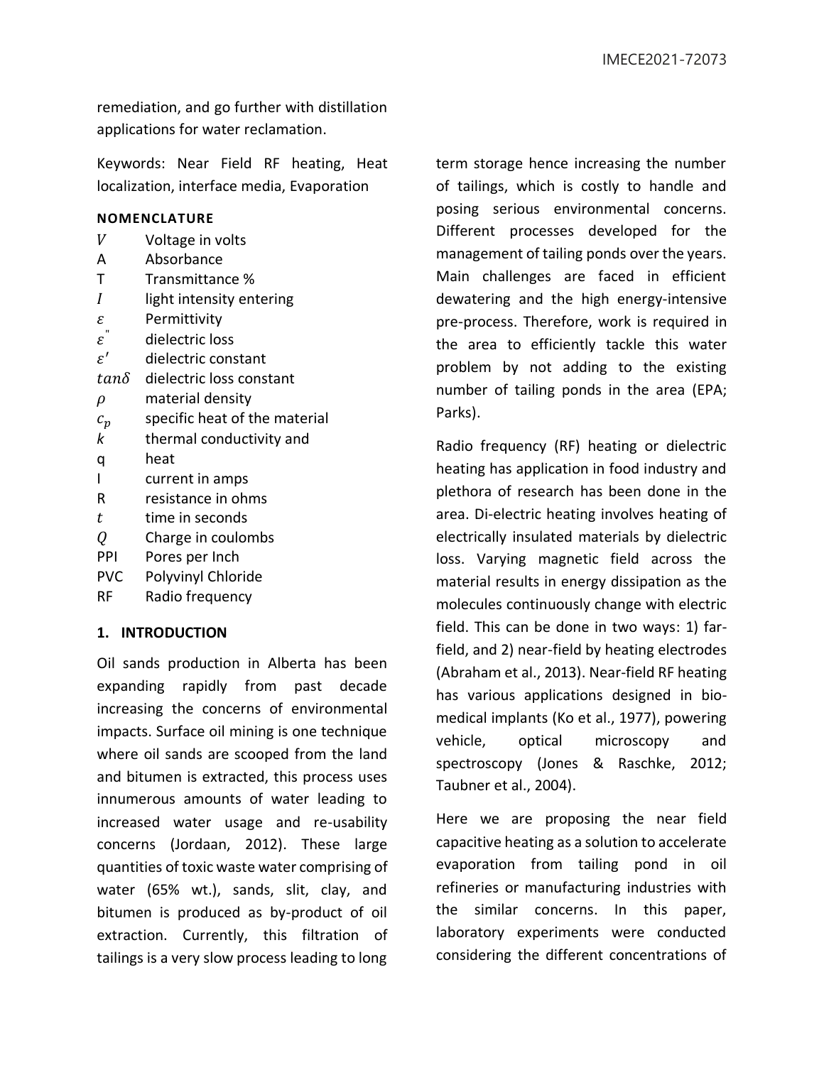remediation, and go further with distillation applications for water reclamation.

Keywords: Near Field RF heating, Heat localization, interface media, Evaporation

**NOMENCLATURE**

| | |
|---|---|
| $V$ | Voltage in volts |
| A | Absorbance |
| T | Transmittance % |
| $I$ | light intensity entering |
| $\varepsilon$ | Permittivity |
| $\varepsilon^{''}$ | dielectric loss |
| $\varepsilon'$ | dielectric constant |
| $tan\delta$ | dielectric loss constant |
| $\rho$ | material density |
| $c_p$ | specific heat of the material |
| $k$ | thermal conductivity and |
| q | heat |
| I | current in amps |
| R | resistance in ohms |
| $t$ | time in seconds |
| $Q$ | Charge in coulombs |
| PPI | Pores per Inch |
| PVC | Polyvinyl Chloride |
| RF | Radio frequency |

## 1. INTRODUCTION

Oil sands production in Alberta has been expanding rapidly from past decade increasing the concerns of environmental impacts. Surface oil mining is one technique where oil sands are scooped from the land and bitumen is extracted, this process uses innumerous amounts of water leading to increased water usage and re-usability concerns (Jordaan, 2012). These large quantities of toxic waste water comprising of water (65% wt.), sands, slit, clay, and bitumen is produced as by-product of oil extraction. Currently, this filtration of tailings is a very slow process leading to long term storage hence increasing the number of tailings, which is costly to handle and posing serious environmental concerns. Different processes developed for the management of tailing ponds over the years. Main challenges are faced in efficient dewatering and the high energy-intensive pre-process. Therefore, work is required in the area to efficiently tackle this water problem by not adding to the existing number of tailing ponds in the area (EPA; Parks).

Radio frequency (RF) heating or dielectric heating has application in food industry and plethora of research has been done in the area. Di-electric heating involves heating of electrically insulated materials by dielectric loss. Varying magnetic field across the material results in energy dissipation as the molecules continuously change with electric field. This can be done in two ways: 1) far-field, and 2) near-field by heating electrodes (Abraham et al., 2013). Near-field RF heating has various applications designed in bio-medical implants (Ko et al., 1977), powering vehicle, optical microscopy and spectroscopy (Jones & Raschke, 2012; Taubner et al., 2004).

Here we are proposing the near field capacitive heating as a solution to accelerate evaporation from tailing pond in oil refineries or manufacturing industries with the similar concerns. In this paper, laboratory experiments were conducted considering the different concentrations of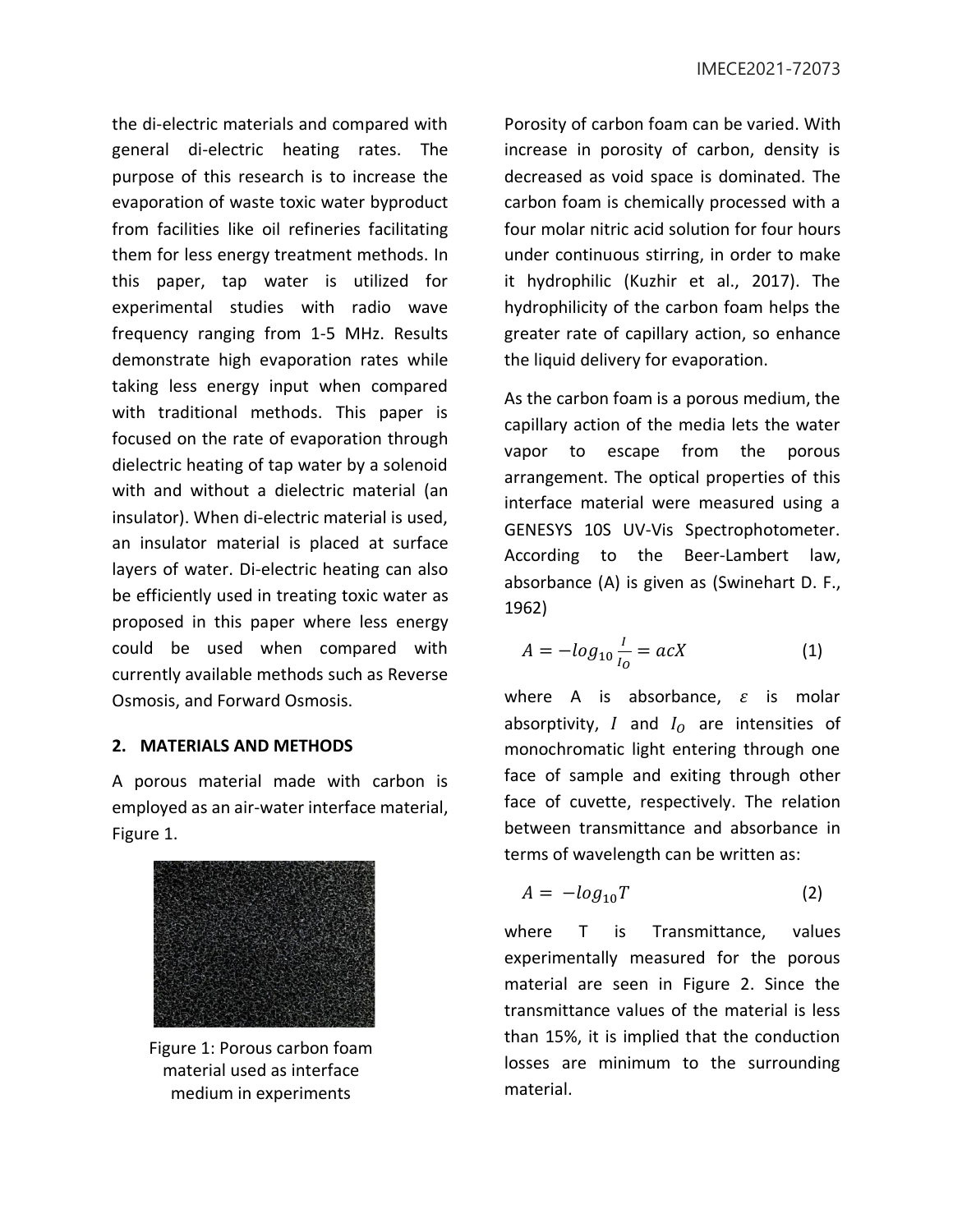the di-electric materials and compared with general di-electric heating rates. The purpose of this research is to increase the evaporation of waste toxic water byproduct from facilities like oil refineries facilitating them for less energy treatment methods. In this paper, tap water is utilized for experimental studies with radio wave frequency ranging from 1-5 MHz. Results demonstrate high evaporation rates while taking less energy input when compared with traditional methods. This paper is focused on the rate of evaporation through dielectric heating of tap water by a solenoid with and without a dielectric material (an insulator). When di-electric material is used, an insulator material is placed at surface layers of water. Di-electric heating can also be efficiently used in treating toxic water as proposed in this paper where less energy could be used when compared with currently available methods such as Reverse Osmosis, and Forward Osmosis.

## 2. MATERIALS AND METHODS

A porous material made with carbon is employed as an air-water interface material, Figure 1.

Figure 1: Porous carbon foam material used as interface medium in experiments

Porosity of carbon foam can be varied. With increase in porosity of carbon, density is decreased as void space is dominated. The carbon foam is chemically processed with a four molar nitric acid solution for four hours under continuous stirring, in order to make it hydrophilic (Kuzhir et al., 2017). The hydrophilicity of the carbon foam helps the greater rate of capillary action, so enhance the liquid delivery for evaporation.

As the carbon foam is a porous medium, the capillary action of the media lets the water vapor to escape from the porous arrangement. The optical properties of this interface material were measured using a GENESYS 10S UV-Vis Spectrophotometer. According to the Beer-Lambert law, absorbance (A) is given as (Swinehart D. F., 1962)

$$A = -log_{10}\frac{I}{I_O} = acX \tag{1}$$

where A is absorbance, $\varepsilon$ is molar absorptivity, $I$ and $I_O$ are intensities of monochromatic light entering through one face of sample and exiting through other face of cuvette, respectively. The relation between transmittance and absorbance in terms of wavelength can be written as:

$$A = -log_{10}T \tag{2}$$

where T is Transmittance, values experimentally measured for the porous material are seen in Figure 2. Since the transmittance values of the material is less than 15%, it is implied that the conduction losses are minimum to the surrounding material.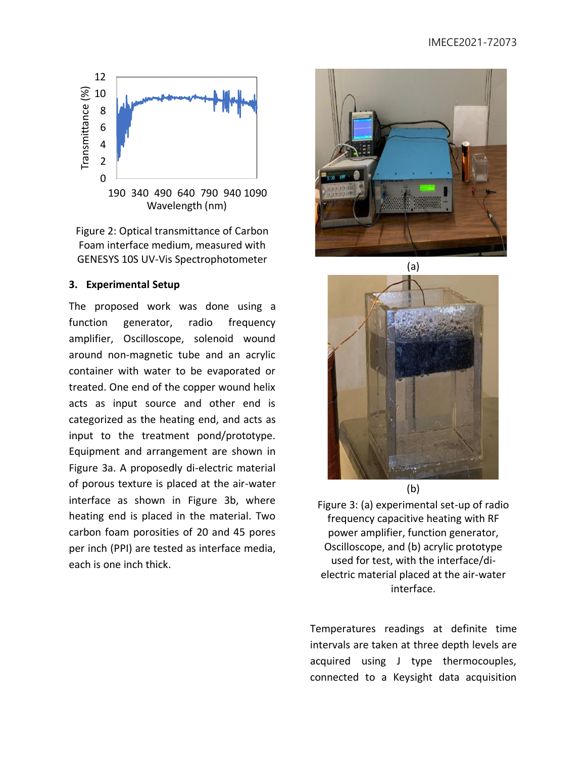Figure 2: Optical transmittance of Carbon Foam interface medium, measured with GENESYS 10S UV-Vis Spectrophotometer

## 3. Experimental Setup

The proposed work was done using a function generator, radio frequency amplifier, Oscilloscope, solenoid wound around non-magnetic tube and an acrylic container with water to be evaporated or treated. One end of the copper wound helix acts as input source and other end is categorized as the heating end, and acts as input to the treatment pond/prototype. Equipment and arrangement are shown in Figure 3a. A proposedly di-electric material of porous texture is placed at the air-water interface as shown in Figure 3b, where heating end is placed in the material. Two carbon foam porosities of 20 and 45 pores per inch (PPI) are tested as interface media, each is one inch thick.

(a)

(b)

Figure 3: (a) experimental set-up of radio frequency capacitive heating with RF power amplifier, function generator, Oscilloscope, and (b) acrylic prototype used for test, with the interface/di-electric material placed at the air-water interface.

Temperatures readings at definite time intervals are taken at three depth levels are acquired using J type thermocouples, connected to a Keysight data acquisition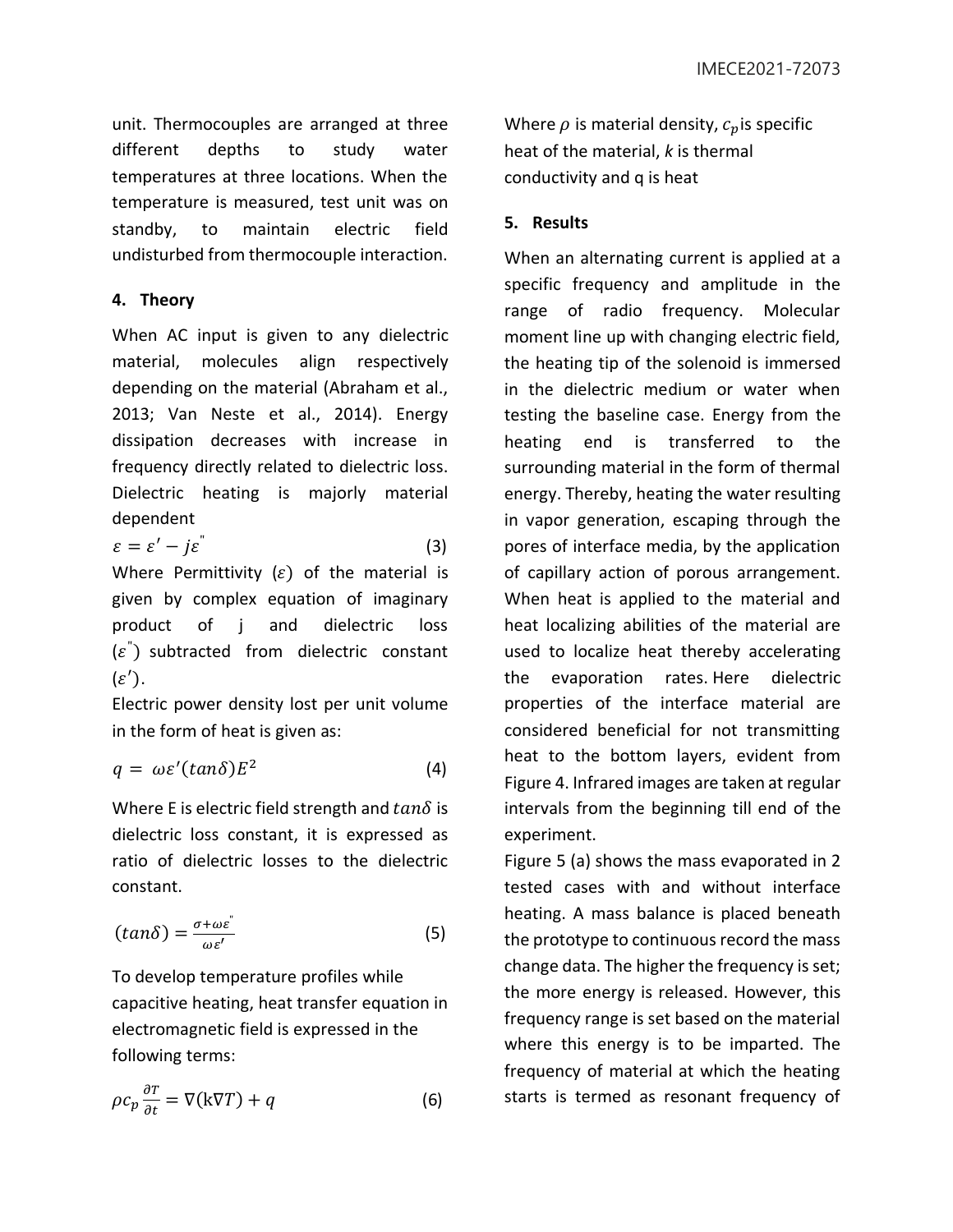unit. Thermocouples are arranged at three different depths to study water temperatures at three locations. When the temperature is measured, test unit was on standby, to maintain electric field undisturbed from thermocouple interaction.

## 4. Theory

When AC input is given to any dielectric material, molecules align respectively depending on the material (Abraham et al., 2013; Van Neste et al., 2014). Energy dissipation decreases with increase in frequency directly related to dielectric loss. Dielectric heating is majorly material dependent

$$\varepsilon = \varepsilon' - j\varepsilon'' \tag{3}$$

Where Permittivity ($\varepsilon$) of the material is given by complex equation of imaginary product of j and dielectric loss ($\varepsilon''$) subtracted from dielectric constant ($\varepsilon'$).

Electric power density lost per unit volume in the form of heat is given as:

$$q = \omega\varepsilon'(tan\delta)E^2 \tag{4}$$

Where E is electric field strength and $tan\delta$ is dielectric loss constant, it is expressed as ratio of dielectric losses to the dielectric constant.

$$(tan\delta) = \frac{\sigma + \omega\varepsilon''}{\omega\varepsilon'} \tag{5}$$

To develop temperature profiles while capacitive heating, heat transfer equation in electromagnetic field is expressed in the following terms:

$$\rho c_p \frac{\partial T}{\partial t} = \nabla(k\nabla T) + q \tag{6}$$

Where $\rho$ is material density, $c_p$ is specific heat of the material, *k* is thermal conductivity and q is heat

## 5. Results

When an alternating current is applied at a specific frequency and amplitude in the range of radio frequency. Molecular moment line up with changing electric field, the heating tip of the solenoid is immersed in the dielectric medium or water when testing the baseline case. Energy from the heating end is transferred to the surrounding material in the form of thermal energy. Thereby, heating the water resulting in vapor generation, escaping through the pores of interface media, by the application of capillary action of porous arrangement. When heat is applied to the material and heat localizing abilities of the material are used to localize heat thereby accelerating the evaporation rates. Here dielectric properties of the interface material are considered beneficial for not transmitting heat to the bottom layers, evident from Figure 4. Infrared images are taken at regular intervals from the beginning till end of the experiment.

Figure 5 (a) shows the mass evaporated in 2 tested cases with and without interface heating. A mass balance is placed beneath the prototype to continuous record the mass change data. The higher the frequency is set; the more energy is released. However, this frequency range is set based on the material where this energy is to be imparted. The frequency of material at which the heating starts is termed as resonant frequency of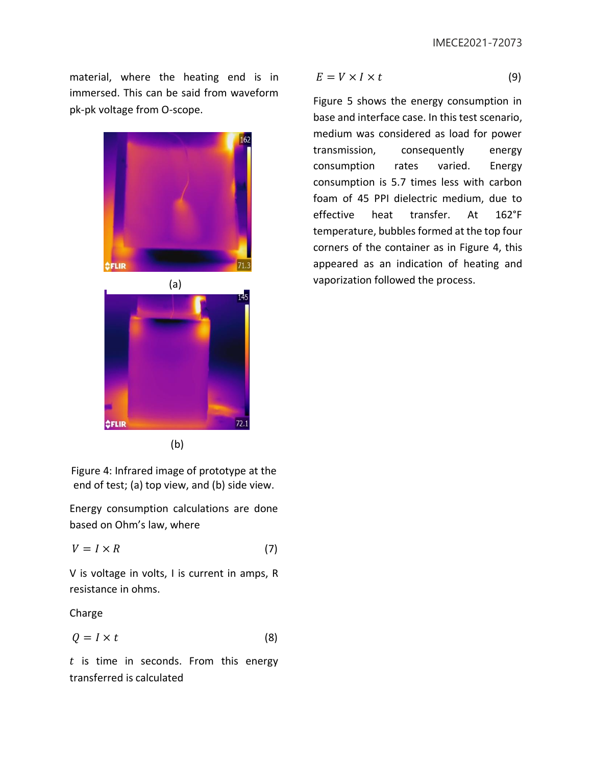material, where the heating end is in immersed. This can be said from waveform pk-pk voltage from O-scope.

(a)

(b)

Figure 4: Infrared image of prototype at the end of test; (a) top view, and (b) side view.

Energy consumption calculations are done based on Ohm's law, where

$$V = I \times R \tag{7}$$

V is voltage in volts, I is current in amps, R resistance in ohms.

Charge

$$Q = I \times t \tag{8}$$

$t$ is time in seconds. From this energy transferred is calculated

$$E = V \times I \times t \tag{9}$$

Figure 5 shows the energy consumption in base and interface case. In this test scenario, medium was considered as load for power transmission, consequently energy consumption rates varied. Energy consumption is 5.7 times less with carbon foam of 45 PPI dielectric medium, due to effective heat transfer. At 162°F temperature, bubbles formed at the top four corners of the container as in Figure 4, this appeared as an indication of heating and vaporization followed the process.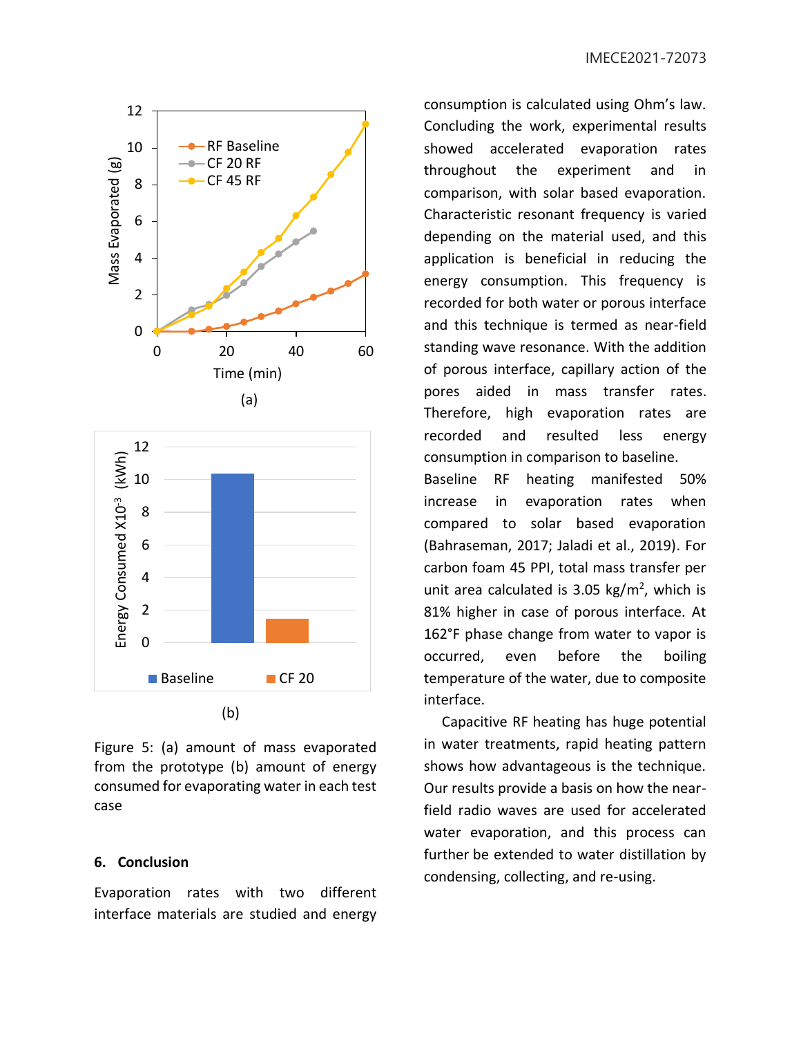Figure 5: (a) amount of mass evaporated from the prototype (b) amount of energy consumed for evaporating water in each test case

## 6. Conclusion

Evaporation rates with two different interface materials are studied and energy consumption is calculated using Ohm's law. Concluding the work, experimental results showed accelerated evaporation rates throughout the experiment and in comparison, with solar based evaporation. Characteristic resonant frequency is varied depending on the material used, and this application is beneficial in reducing the energy consumption. This frequency is recorded for both water or porous interface and this technique is termed as near-field standing wave resonance. With the addition of porous interface, capillary action of the pores aided in mass transfer rates. Therefore, high evaporation rates are recorded and resulted less energy consumption in comparison to baseline.

Baseline RF heating manifested 50% increase in evaporation rates when compared to solar based evaporation (Bahraseman, 2017; Jaladi et al., 2019). For carbon foam 45 PPI, total mass transfer per unit area calculated is 3.05 $kg/m^2$, which is 81% higher in case of porous interface. At 162°F phase change from water to vapor is occurred, even before the boiling temperature of the water, due to composite interface.

Capacitive RF heating has huge potential in water treatments, rapid heating pattern shows how advantageous is the technique. Our results provide a basis on how the near-field radio waves are used for accelerated water evaporation, and this process can further be extended to water distillation by condensing, collecting, and re-using.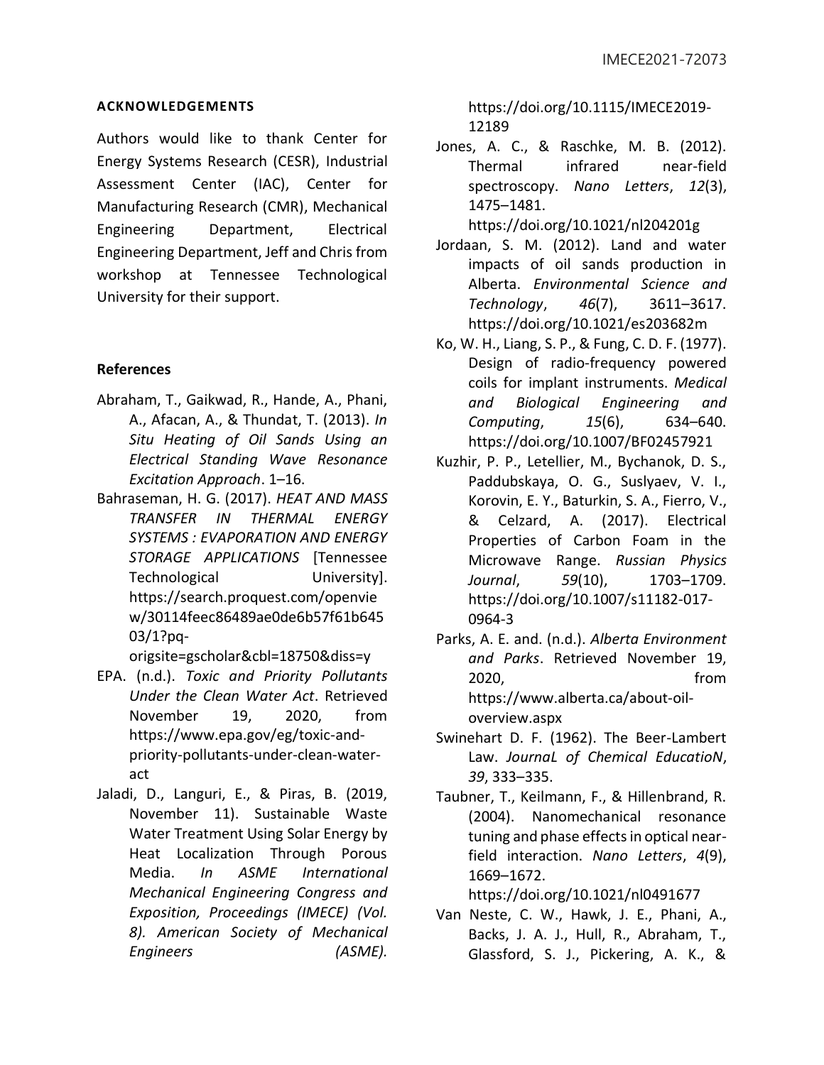## ACKNOWLEDGEMENTS

Authors would like to thank Center for Energy Systems Research (CESR), Industrial Assessment Center (IAC), Center for Manufacturing Research (CMR), Mechanical Engineering Department, Electrical Engineering Department, Jeff and Chris from workshop at Tennessee Technological University for their support.

## References

Abraham, T., Gaikwad, R., Hande, A., Phani, A., Afacan, A., & Thundat, T. (2013). *In Situ Heating of Oil Sands Using an Electrical Standing Wave Resonance Excitation Approach*. 1–16.

Bahraseman, H. G. (2017). *HEAT AND MASS TRANSFER IN THERMAL ENERGY SYSTEMS : EVAPORATION AND ENERGY STORAGE APPLICATIONS* [Tennessee Technological University]. https://search.proquest.com/openview/30114feec86489ae0de6b57f61b64503/1?pq-origsite=gscholar&cbl=18750&diss=y

EPA. (n.d.). *Toxic and Priority Pollutants Under the Clean Water Act*. Retrieved November 19, 2020, from https://www.epa.gov/eg/toxic-and-priority-pollutants-under-clean-water-act

Jaladi, D., Languri, E., & Piras, B. (2019, November 11). Sustainable Waste Water Treatment Using Solar Energy by Heat Localization Through Porous Media. *In ASME International Mechanical Engineering Congress and Exposition, Proceedings (IMECE) (Vol. 8). American Society of Mechanical Engineers (ASME).* https://doi.org/10.1115/IMECE2019-12189

Jones, A. C., & Raschke, M. B. (2012). Thermal infrared near-field spectroscopy. *Nano Letters*, *12*(3), 1475–1481. https://doi.org/10.1021/nl204201g

Jordaan, S. M. (2012). Land and water impacts of oil sands production in Alberta. *Environmental Science and Technology*, *46*(7), 3611–3617. https://doi.org/10.1021/es203682m

Ko, W. H., Liang, S. P., & Fung, C. D. F. (1977). Design of radio-frequency powered coils for implant instruments. *Medical and Biological Engineering and Computing*, *15*(6), 634–640. https://doi.org/10.1007/BF02457921

Kuzhir, P. P., Letellier, M., Bychanok, D. S., Paddubskaya, O. G., Suslyaev, V. I., Korovin, E. Y., Baturkin, S. A., Fierro, V., & Celzard, A. (2017). Electrical Properties of Carbon Foam in the Microwave Range. *Russian Physics Journal*, *59*(10), 1703–1709. https://doi.org/10.1007/s11182-017-0964-3

Parks, A. E. and. (n.d.). *Alberta Environment and Parks*. Retrieved November 19, 2020, from https://www.alberta.ca/about-oil-overview.aspx

Swinehart D. F. (1962). The Beer-Lambert Law. *JournaL of Chemical EducatioN*, *39*, 333–335.

Taubner, T., Keilmann, F., & Hillenbrand, R. (2004). Nanomechanical resonance tuning and phase effects in optical near-field interaction. *Nano Letters*, *4*(9), 1669–1672. https://doi.org/10.1021/nl0491677

Van Neste, C. W., Hawk, J. E., Phani, A., Backs, J. A. J., Hull, R., Abraham, T., Glassford, S. J., Pickering, A. K., &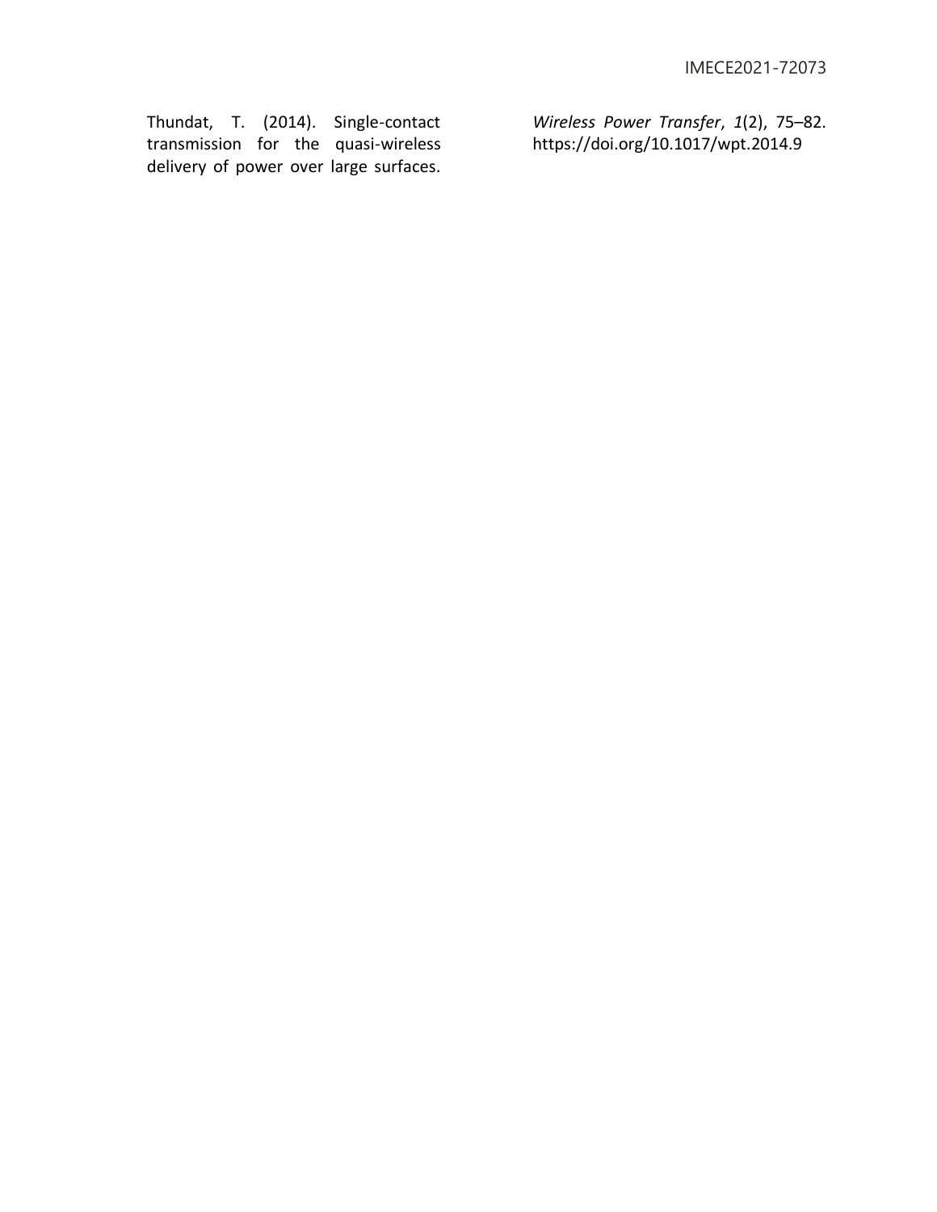Thundat, T. (2014). Single-contact transmission for the quasi-wireless delivery of power over large surfaces. *Wireless Power Transfer*, *1*(2), 75–82. https://doi.org/10.1017/wpt.2014.9